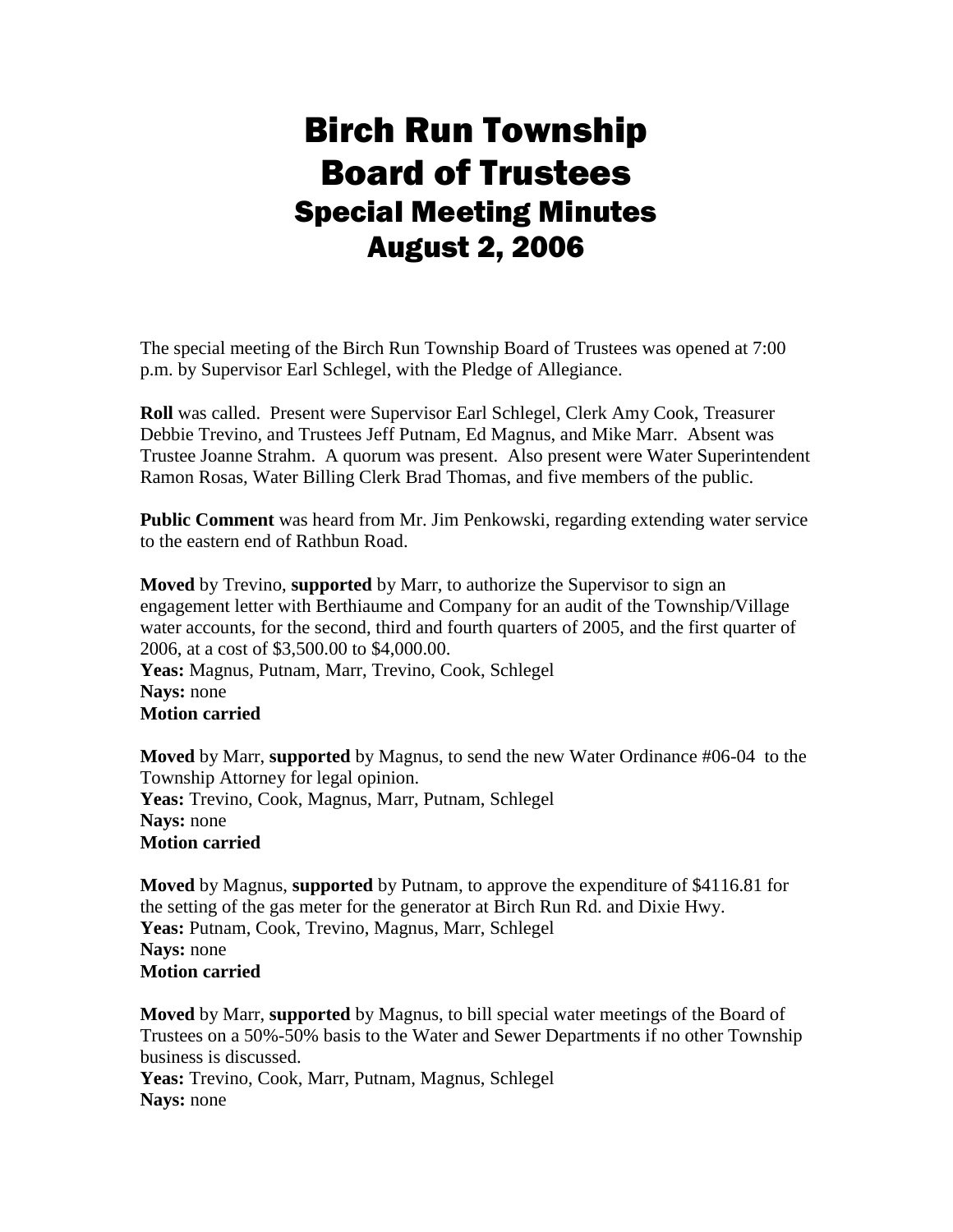# Birch Run Township
# Board of Trustees
## Special Meeting Minutes
## August 2, 2006

The special meeting of the Birch Run Township Board of Trustees was opened at 7:00 p.m. by Supervisor Earl Schlegel, with the Pledge of Allegiance.

**Roll** was called. Present were Supervisor Earl Schlegel, Clerk Amy Cook, Treasurer Debbie Trevino, and Trustees Jeff Putnam, Ed Magnus, and Mike Marr. Absent was Trustee Joanne Strahm. A quorum was present. Also present were Water Superintendent Ramon Rosas, Water Billing Clerk Brad Thomas, and five members of the public.

**Public Comment** was heard from Mr. Jim Penkowski, regarding extending water service to the eastern end of Rathbun Road.

**Moved** by Trevino, **supported** by Marr, to authorize the Supervisor to sign an engagement letter with Berthiaume and Company for an audit of the Township/Village water accounts, for the second, third and fourth quarters of 2005, and the first quarter of 2006, at a cost of $3,500.00 to $4,000.00.
**Yeas:** Magnus, Putnam, Marr, Trevino, Cook, Schlegel
**Nays:** none
**Motion carried**

**Moved** by Marr, **supported** by Magnus, to send the new Water Ordinance #06-04 to the Township Attorney for legal opinion.
**Yeas:** Trevino, Cook, Magnus, Marr, Putnam, Schlegel
**Nays:** none
**Motion carried**

**Moved** by Magnus, **supported** by Putnam, to approve the expenditure of $4116.81 for the setting of the gas meter for the generator at Birch Run Rd. and Dixie Hwy.
**Yeas:** Putnam, Cook, Trevino, Magnus, Marr, Schlegel
**Nays:** none
**Motion carried**

**Moved** by Marr, **supported** by Magnus, to bill special water meetings of the Board of Trustees on a 50%-50% basis to the Water and Sewer Departments if no other Township business is discussed.
**Yeas:** Trevino, Cook, Marr, Putnam, Magnus, Schlegel
**Nays:** none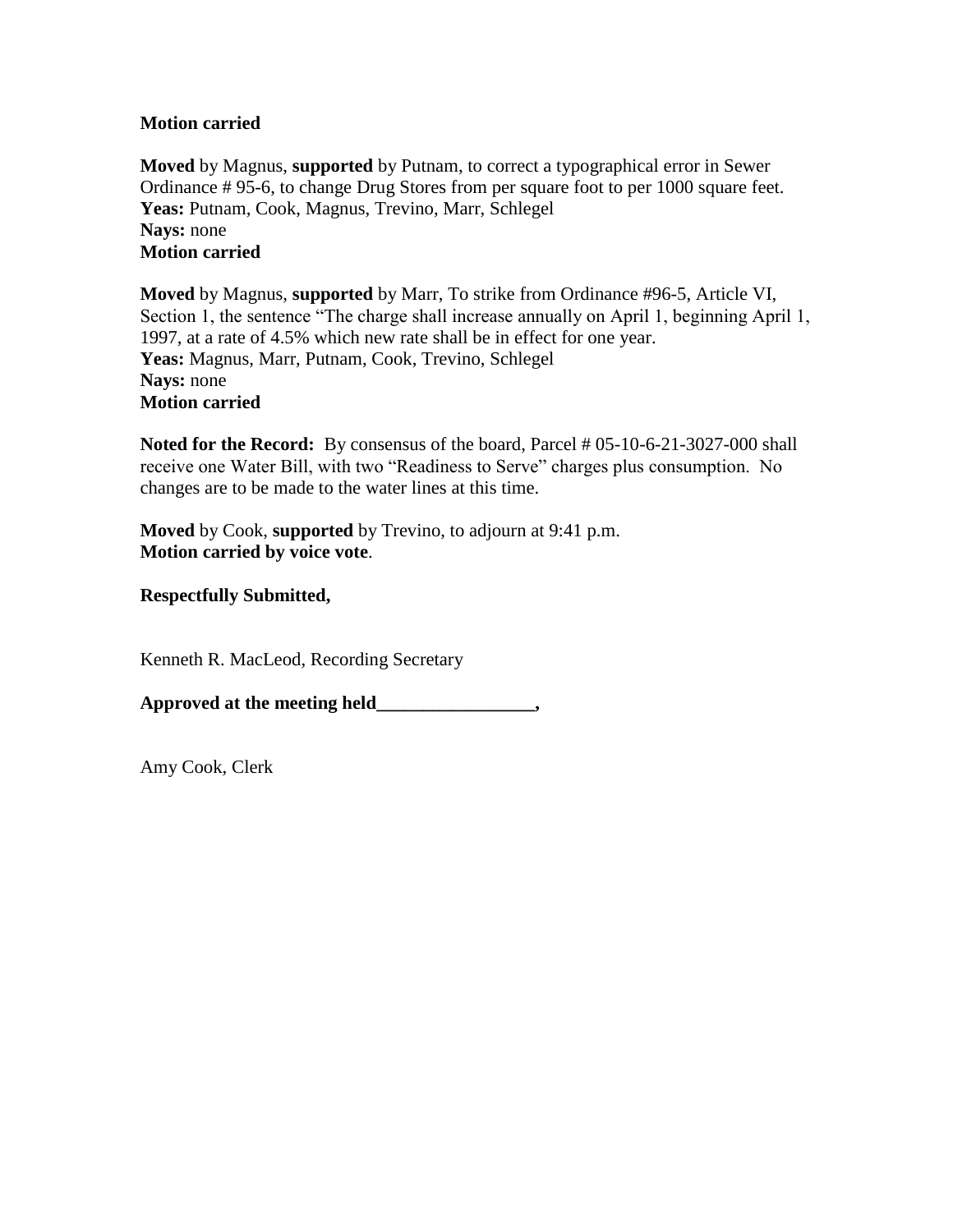**Motion carried**

**Moved** by Magnus, **supported** by Putnam, to correct a typographical error in Sewer Ordinance # 95-6, to change Drug Stores from per square foot to per 1000 square feet.
**Yeas:** Putnam, Cook, Magnus, Trevino, Marr, Schlegel
**Nays:** none
**Motion carried**

**Moved** by Magnus, **supported** by Marr, To strike from Ordinance #96-5, Article VI, Section 1, the sentence "The charge shall increase annually on April 1, beginning April 1, 1997, at a rate of 4.5% which new rate shall be in effect for one year.
**Yeas:** Magnus, Marr, Putnam, Cook, Trevino, Schlegel
**Nays:** none
**Motion carried**

**Noted for the Record:** By consensus of the board, Parcel # 05-10-6-21-3027-000 shall receive one Water Bill, with two "Readiness to Serve" charges plus consumption. No changes are to be made to the water lines at this time.

**Moved** by Cook, **supported** by Trevino, to adjourn at 9:41 p.m.
**Motion carried by voice vote**.

**Respectfully Submitted,**

Kenneth R. MacLeod, Recording Secretary

**Approved at the meeting held_________________,**

Amy Cook, Clerk